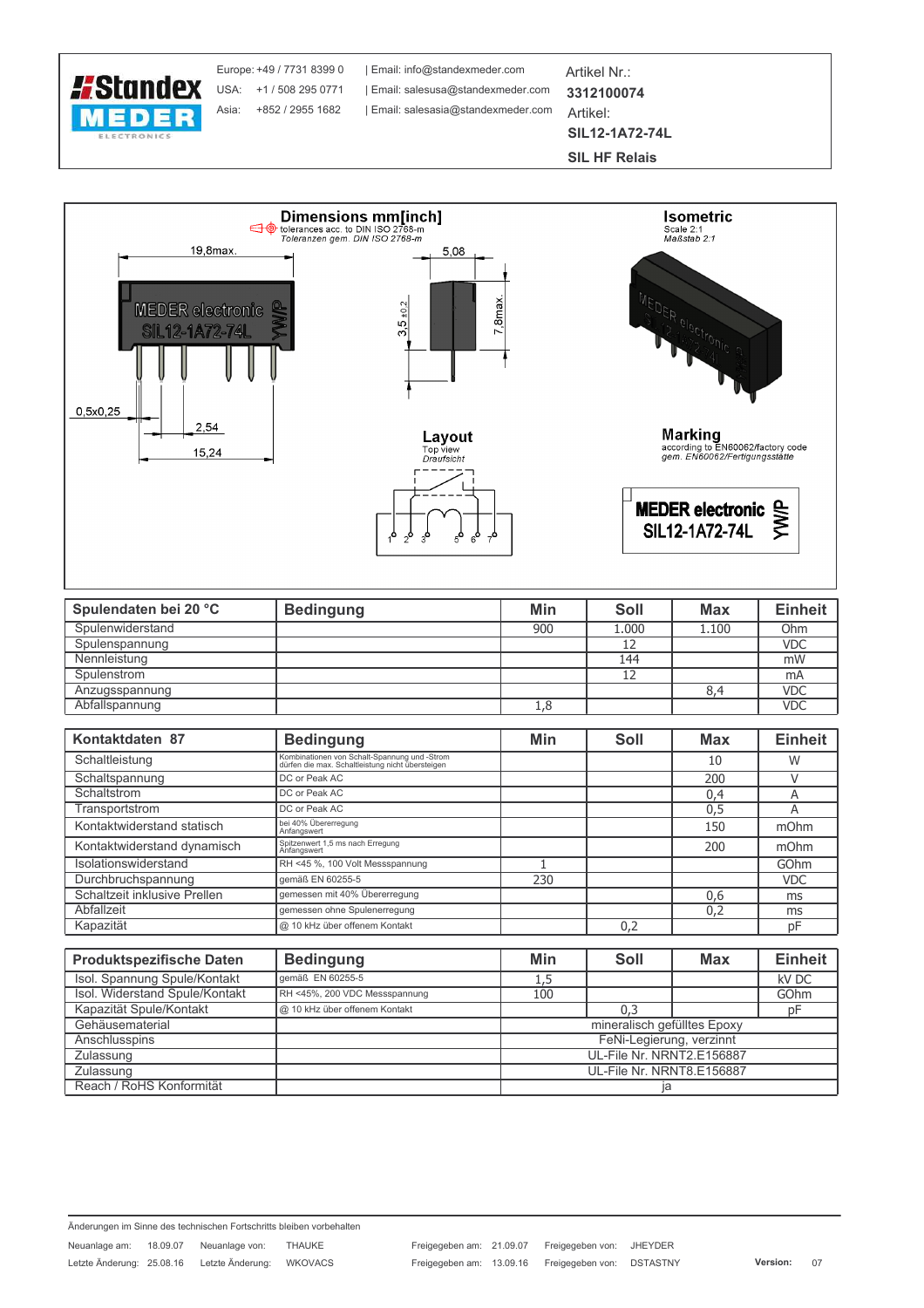**Standex MEDER ELECTRONICS**

Europe: +49 / 7731 8399 0 | Email: info@standexmeder.com
USA: +1 / 508 295 0771 | Email: salesusa@standexmeder.com
Asia: +852 / 2955 1682 | Email: salesasia@standexmeder.com

Artikel Nr.: **3312100074**
Artikel: **SIL12-1A72-74L**
**SIL HF Relais**

## Dimensions mm[inch]

tolerances acc. to DIN ISO 2768-m
*Toleranzen gem. DIN ISO 2768-m*

19,8max. | 5,08 | 3,5 ±0,2 | 7,8max. | 0,5x0,25 | 2,54 | 15,24

MEDER electronic SIL12-1A72-74L YWP

## Isometric

Scale 2:1
*Maßstab 2:1*

## Layout

Top view
*Draufsicht*

1 2 3 5 6 7

## Marking

according to EN60062/factory code
*gem. EN60062/Fertigungsstätte*

**MEDER electronic SIL12-1A72-74L YWP**

| Spulendaten bei 20 °C | Bedingung | Min | Soll | Max | Einheit |
|---|---|---|---|---|---|
| Spulenwiderstand | | 900 | 1.000 | 1.100 | Ohm |
| Spulenspannung | | | 12 | | VDC |
| Nennleistung | | | 144 | | mW |
| Spulenstrom | | | 12 | | mA |
| Anzugsspannung | | | | 8,4 | VDC |
| Abfallspannung | | 1,8 | | | VDC |

| Kontaktdaten 87 | Bedingung | Min | Soll | Max | Einheit |
|---|---|---|---|---|---|
| Schaltleistung | Kombinationen von Schalt-Spannung und -Strom dürfen die max. Schaltleistung nicht übersteigen | | | 10 | W |
| Schaltspannung | DC or Peak AC | | | 200 | V |
| Schaltstrom | DC or Peak AC | | | 0,4 | A |
| Transportstrom | DC or Peak AC | | | 0,5 | A |
| Kontaktwiderstand statisch | bei 40% Übererregung Anfangswert | | | 150 | mOhm |
| Kontaktwiderstand dynamisch | Spitzenwert 1,5 ms nach Erregung Anfangswert | | | 200 | mOhm |
| Isolationswiderstand | RH <45 %, 100 Volt Messspannung | 1 | | | GOhm |
| Durchbruchspannung | gemäß EN 60255-5 | 230 | | | VDC |
| Schaltzeit inklusive Prellen | gemessen mit 40% Übererregung | | | 0,6 | ms |
| Abfallzeit | gemessen ohne Spulenerregung | | | 0,2 | ms |
| Kapazität | @ 10 kHz über offenem Kontakt | | 0,2 | | pF |

| Produktspezifische Daten | Bedingung | Min | Soll | Max | Einheit |
|---|---|---|---|---|---|
| Isol. Spannung Spule/Kontakt | gemäß EN 60255-5 | 1,5 | | | kV DC |
| Isol. Widerstand Spule/Kontakt | RH <45%, 200 VDC Messspannung | 100 | | | GOhm |
| Kapazität Spule/Kontakt | @ 10 kHz über offenem Kontakt | | 0,3 | | pF |
| Gehäusematerial | | mineralisch gefülltes Epoxy | | | |
| Anschlusspins | | FeNi-Legierung, verzinnt | | | |
| Zulassung | | UL-File Nr. NRNT2.E156887 | | | |
| Zulassung | | UL-File Nr. NRNT8.E156887 | | | |
| Reach / RoHS Konformität | | ja | | | |

Änderungen im Sinne des technischen Fortschritts bleiben vorbehalten

| | | | | | | | |
|---|---|---|---|---|---|---|---|
| Neuanlage am: | 18.09.07 | Neuanlage von: | THAUKE | Freigegeben am: | 21.09.07 | Freigegeben von: | JHEYDER |
| Letzte Änderung: | 25.08.16 | Letzte Änderung: | WKOVACS | Freigegeben am: | 13.09.16 | Freigegeben von: | DSTASTNY |

**Version:** 07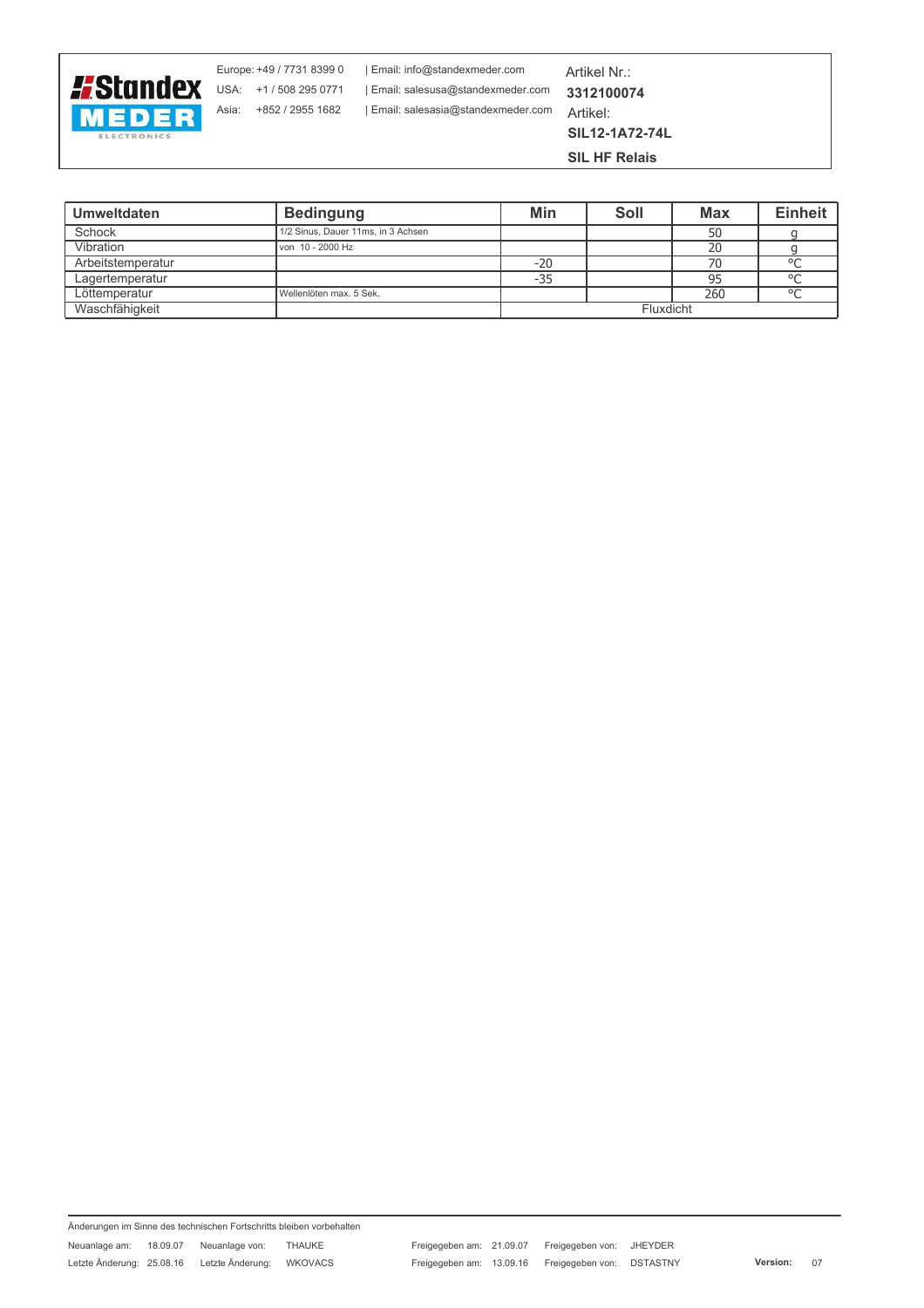Europe: +49 / 7731 8399 0 | Email: info@standexmeder.com
USA: +1 / 508 295 0771 | Email: salesusa@standexmeder.com
Asia: +852 / 2955 1682 | Email: salesasia@standexmeder.com

Artikel Nr.:
**3312100074**
Artikel:
**SIL12-1A72-74L**
**SIL HF Relais**

| Umweltdaten | Bedingung | Min | Soll | Max | Einheit |
|---|---|---|---|---|---|
| Schock | 1/2 Sinus, Dauer 11ms, in 3 Achsen | | | 50 | g |
| Vibration | von 10 - 2000 Hz | | | 20 | g |
| Arbeitstemperatur | | -20 | | 70 | °C |
| Lagertemperatur | | -35 | | 95 | °C |
| Löttemperatur | Wellenlöten max. 5 Sek. | | | 260 | °C |
| Waschfähigkeit | | Fluxdicht | | | |

Änderungen im Sinne des technischen Fortschritts bleiben vorbehalten

Neuanlage am: 18.09.07 Neuanlage von: THAUKE Freigegeben am: 21.09.07 Freigegeben von: JHEYDER
Letzte Änderung: 25.08.16 Letzte Änderung: WKOVACS Freigegeben am: 13.09.16 Freigegeben von: DSTASTNY **Version:** 07